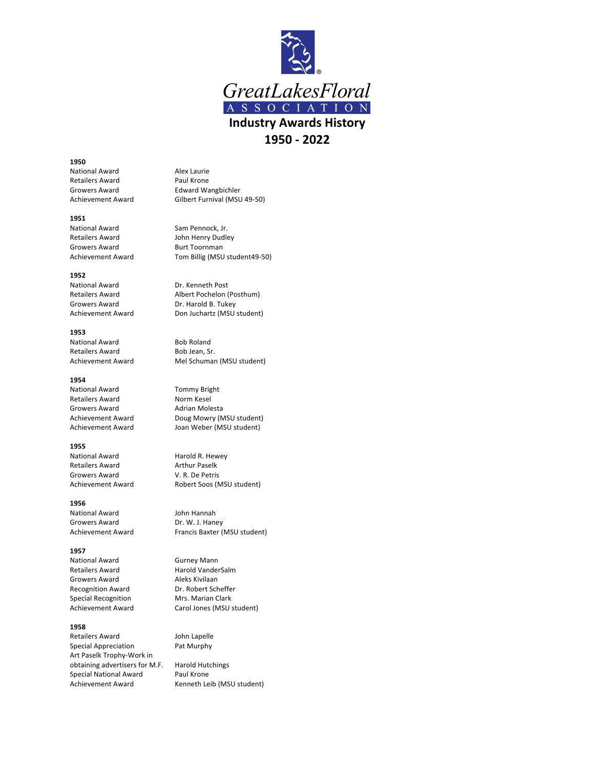# GreatLakesFloral ASSOCIATION

## Industry Awards History

## 1950 - 2022

**1950**

| | |
|---|---|
| National Award | Alex Laurie |
| Retailers Award | Paul Krone |
| Growers Award | Edward Wangbichler |
| Achievement Award | Gilbert Furnival (MSU 49-50) |

**1951**

| | |
|---|---|
| National Award | Sam Pennock, Jr. |
| Retailers Award | John Henry Dudley |
| Growers Award | Burt Toornman |
| Achievement Award | Tom Billig (MSU student49-50) |

**1952**

| | |
|---|---|
| National Award | Dr. Kenneth Post |
| Retailers Award | Albert Pochelon (Posthum) |
| Growers Award | Dr. Harold B. Tukey |
| Achievement Award | Don Juchartz (MSU student) |

**1953**

| | |
|---|---|
| National Award | Bob Roland |
| Retailers Award | Bob Jean, Sr. |
| Achievement Award | Mel Schuman (MSU student) |

**1954**

| | |
|---|---|
| National Award | Tommy Bright |
| Retailers Award | Norm Kesel |
| Growers Award | Adrian Molesta |
| Achievement Award | Doug Mowry (MSU student) |
| Achievement Award | Joan Weber (MSU student) |

**1955**

| | |
|---|---|
| National Award | Harold R. Hewey |
| Retailers Award | Arthur Paselk |
| Growers Award | V. R. De Petris |
| Achievement Award | Robert Soos (MSU student) |

**1956**

| | |
|---|---|
| National Award | John Hannah |
| Growers Award | Dr. W. J. Haney |
| Achievement Award | Francis Baxter (MSU student) |

**1957**

| | |
|---|---|
| National Award | Gurney Mann |
| Retailers Award | Harold VanderSalm |
| Growers Award | Aleks Kivilaan |
| Recognition Award | Dr. Robert Scheffer |
| Special Recognition | Mrs. Marian Clark |
| Achievement Award | Carol Jones (MSU student) |

**1958**

| | |
|---|---|
| Retailers Award | John Lapelle |
| Special Appreciation | Pat Murphy |
| Art Paselk Trophy-Work in obtaining advertisers for M.F. | Harold Hutchings |
| Special National Award | Paul Krone |
| Achievement Award | Kenneth Leib (MSU student) |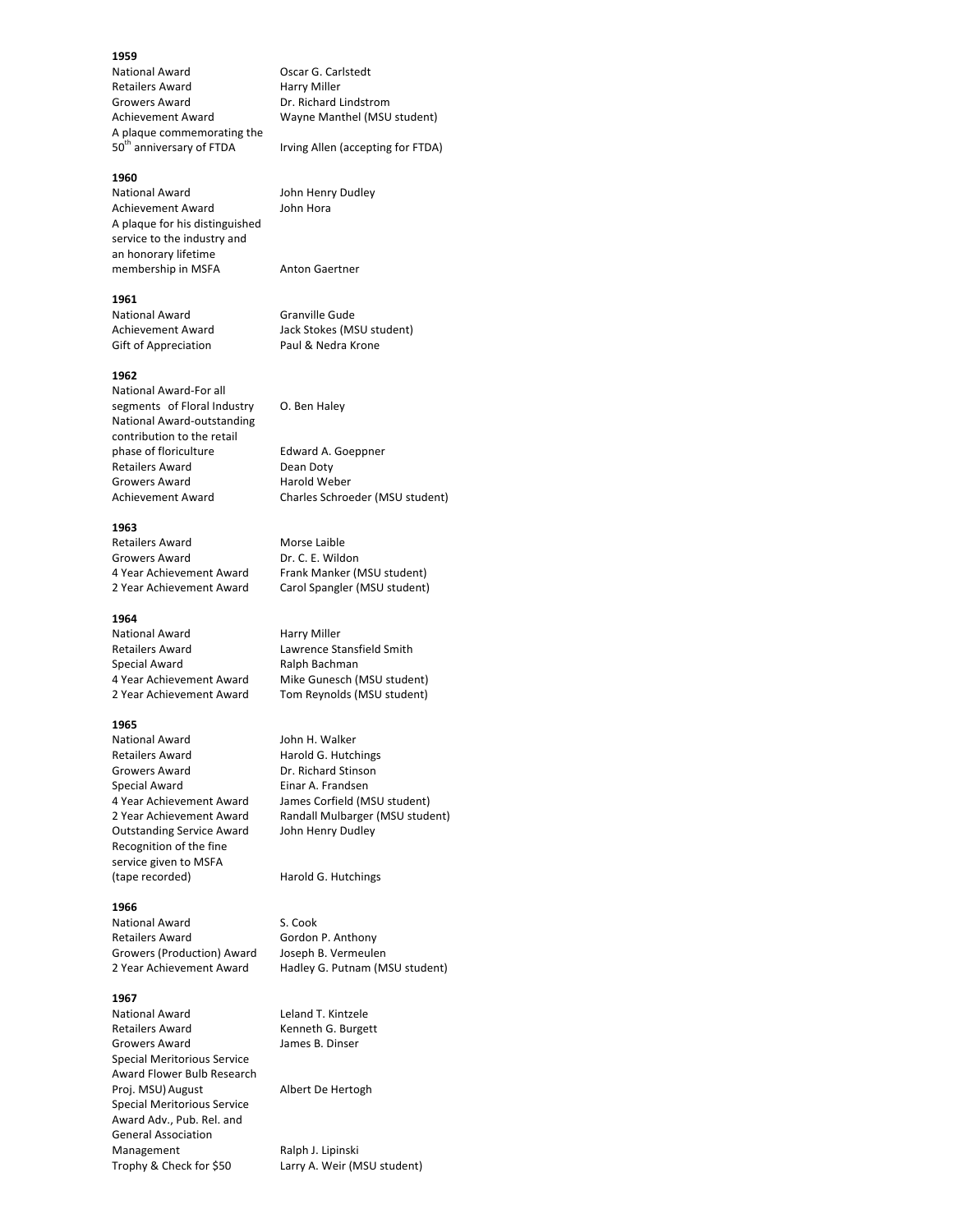**1959**

| | |
|---|---|
| National Award | Oscar G. Carlstedt |
| Retailers Award | Harry Miller |
| Growers Award | Dr. Richard Lindstrom |
| Achievement Award | Wayne Manthel (MSU student) |
| A plaque commemorating the 50th anniversary of FTDA | Irving Allen (accepting for FTDA) |

**1960**

| | |
|---|---|
| National Award | John Henry Dudley |
| Achievement Award | John Hora |
| A plaque for his distinguished service to the industry and an honorary lifetime membership in MSFA | Anton Gaertner |

**1961**

| | |
|---|---|
| National Award | Granville Gude |
| Achievement Award | Jack Stokes (MSU student) |
| Gift of Appreciation | Paul & Nedra Krone |

**1962**

| | |
|---|---|
| National Award-For all segments of Floral Industry | O. Ben Haley |
| National Award-outstanding contribution to the retail phase of floriculture | Edward A. Goeppner |
| Retailers Award | Dean Doty |
| Growers Award | Harold Weber |
| Achievement Award | Charles Schroeder (MSU student) |

**1963**

| | |
|---|---|
| Retailers Award | Morse Laible |
| Growers Award | Dr. C. E. Wildon |
| 4 Year Achievement Award | Frank Manker (MSU student) |
| 2 Year Achievement Award | Carol Spangler (MSU student) |

**1964**

| | |
|---|---|
| National Award | Harry Miller |
| Retailers Award | Lawrence Stansfield Smith |
| Special Award | Ralph Bachman |
| 4 Year Achievement Award | Mike Gunesch (MSU student) |
| 2 Year Achievement Award | Tom Reynolds (MSU student) |

**1965**

| | |
|---|---|
| National Award | John H. Walker |
| Retailers Award | Harold G. Hutchings |
| Growers Award | Dr. Richard Stinson |
| Special Award | Einar A. Frandsen |
| 4 Year Achievement Award | James Corfield (MSU student) |
| 2 Year Achievement Award | Randall Mulbarger (MSU student) |
| Outstanding Service Award | John Henry Dudley |
| Recognition of the fine service given to MSFA (tape recorded) | Harold G. Hutchings |

**1966**

| | |
|---|---|
| National Award | S. Cook |
| Retailers Award | Gordon P. Anthony |
| Growers (Production) Award | Joseph B. Vermeulen |
| 2 Year Achievement Award | Hadley G. Putnam (MSU student) |

**1967**

| | |
|---|---|
| National Award | Leland T. Kintzele |
| Retailers Award | Kenneth G. Burgett |
| Growers Award | James B. Dinser |
| Special Meritorious Service Award Flower Bulb Research Proj. MSU) August | Albert De Hertogh |
| Special Meritorious Service Award Adv., Pub. Rel. and General Association Management | Ralph J. Lipinski |
| Trophy & Check for $50 | Larry A. Weir (MSU student) |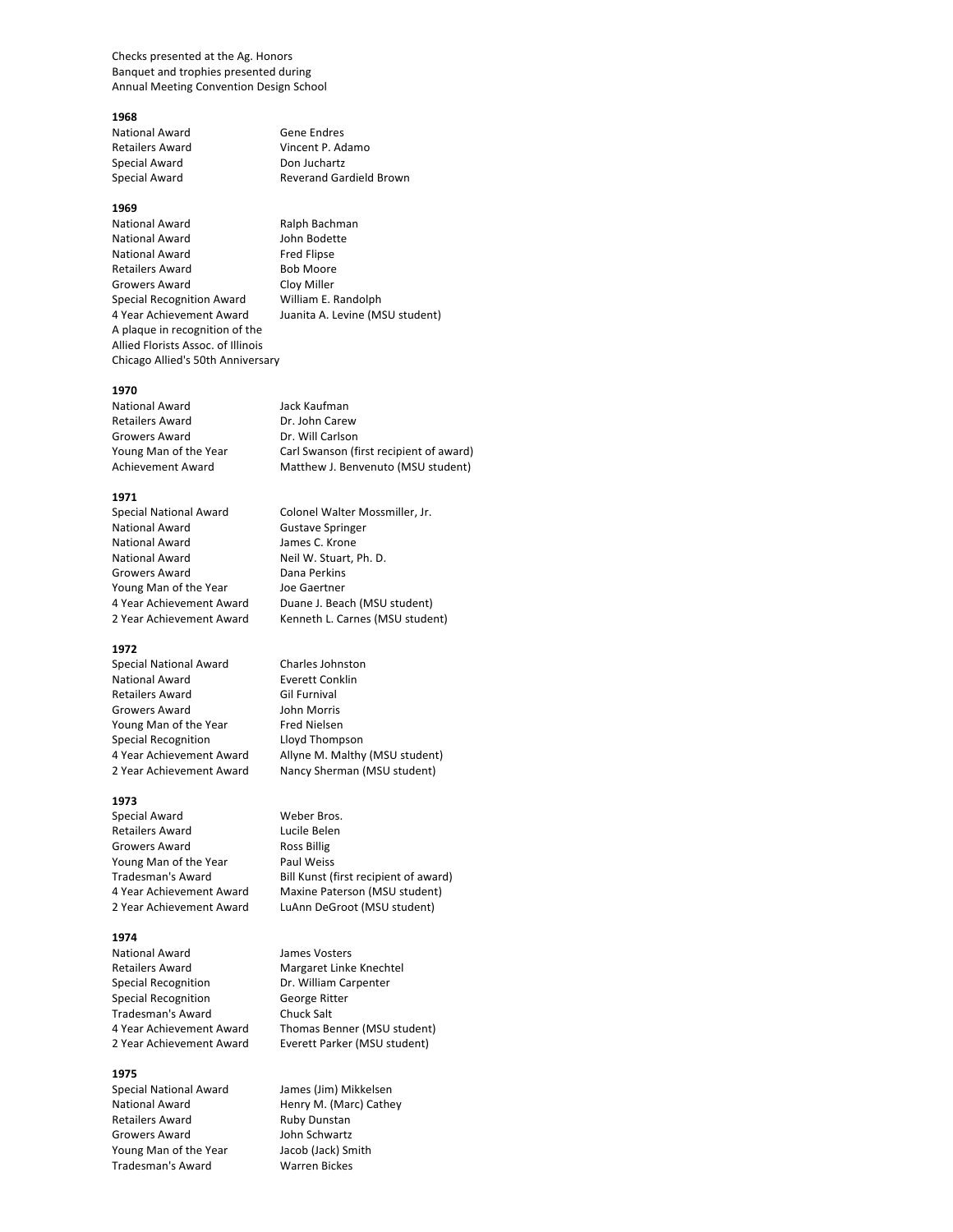Checks presented at the Ag. Honors
Banquet and trophies presented during
Annual Meeting Convention Design School

**1968**

| | |
|---|---|
| National Award | Gene Endres |
| Retailers Award | Vincent P. Adamo |
| Special Award | Don Juchartz |
| Special Award | Reverand Gardield Brown |

**1969**

| | |
|---|---|
| National Award | Ralph Bachman |
| National Award | John Bodette |
| National Award | Fred Flipse |
| Retailers Award | Bob Moore |
| Growers Award | Cloy Miller |
| Special Recognition Award | William E. Randolph |
| 4 Year Achievement Award | Juanita A. Levine (MSU student) |

A plaque in recognition of the
Allied Florists Assoc. of Illinois
Chicago Allied's 50th Anniversary

**1970**

| | |
|---|---|
| National Award | Jack Kaufman |
| Retailers Award | Dr. John Carew |
| Growers Award | Dr. Will Carlson |
| Young Man of the Year | Carl Swanson (first recipient of award) |
| Achievement Award | Matthew J. Benvenuto (MSU student) |

**1971**

| | |
|---|---|
| Special National Award | Colonel Walter Mossmiller, Jr. |
| National Award | Gustave Springer |
| National Award | James C. Krone |
| National Award | Neil W. Stuart, Ph. D. |
| Growers Award | Dana Perkins |
| Young Man of the Year | Joe Gaertner |
| 4 Year Achievement Award | Duane J. Beach (MSU student) |
| 2 Year Achievement Award | Kenneth L. Carnes (MSU student) |

**1972**

| | |
|---|---|
| Special National Award | Charles Johnston |
| National Award | Everett Conklin |
| Retailers Award | Gil Furnival |
| Growers Award | John Morris |
| Young Man of the Year | Fred Nielsen |
| Special Recognition | Lloyd Thompson |
| 4 Year Achievement Award | Allyne M. Malthy (MSU student) |
| 2 Year Achievement Award | Nancy Sherman (MSU student) |

**1973**

| | |
|---|---|
| Special Award | Weber Bros. |
| Retailers Award | Lucile Belen |
| Growers Award | Ross Billig |
| Young Man of the Year | Paul Weiss |
| Tradesman's Award | Bill Kunst (first recipient of award) |
| 4 Year Achievement Award | Maxine Paterson (MSU student) |
| 2 Year Achievement Award | LuAnn DeGroot (MSU student) |

**1974**

| | |
|---|---|
| National Award | James Vosters |
| Retailers Award | Margaret Linke Knechtel |
| Special Recognition | Dr. William Carpenter |
| Special Recognition | George Ritter |
| Tradesman's Award | Chuck Salt |
| 4 Year Achievement Award | Thomas Benner (MSU student) |
| 2 Year Achievement Award | Everett Parker (MSU student) |

**1975**

| | |
|---|---|
| Special National Award | James (Jim) Mikkelsen |
| National Award | Henry M. (Marc) Cathey |
| Retailers Award | Ruby Dunstan |
| Growers Award | John Schwartz |
| Young Man of the Year | Jacob (Jack) Smith |
| Tradesman's Award | Warren Bickes |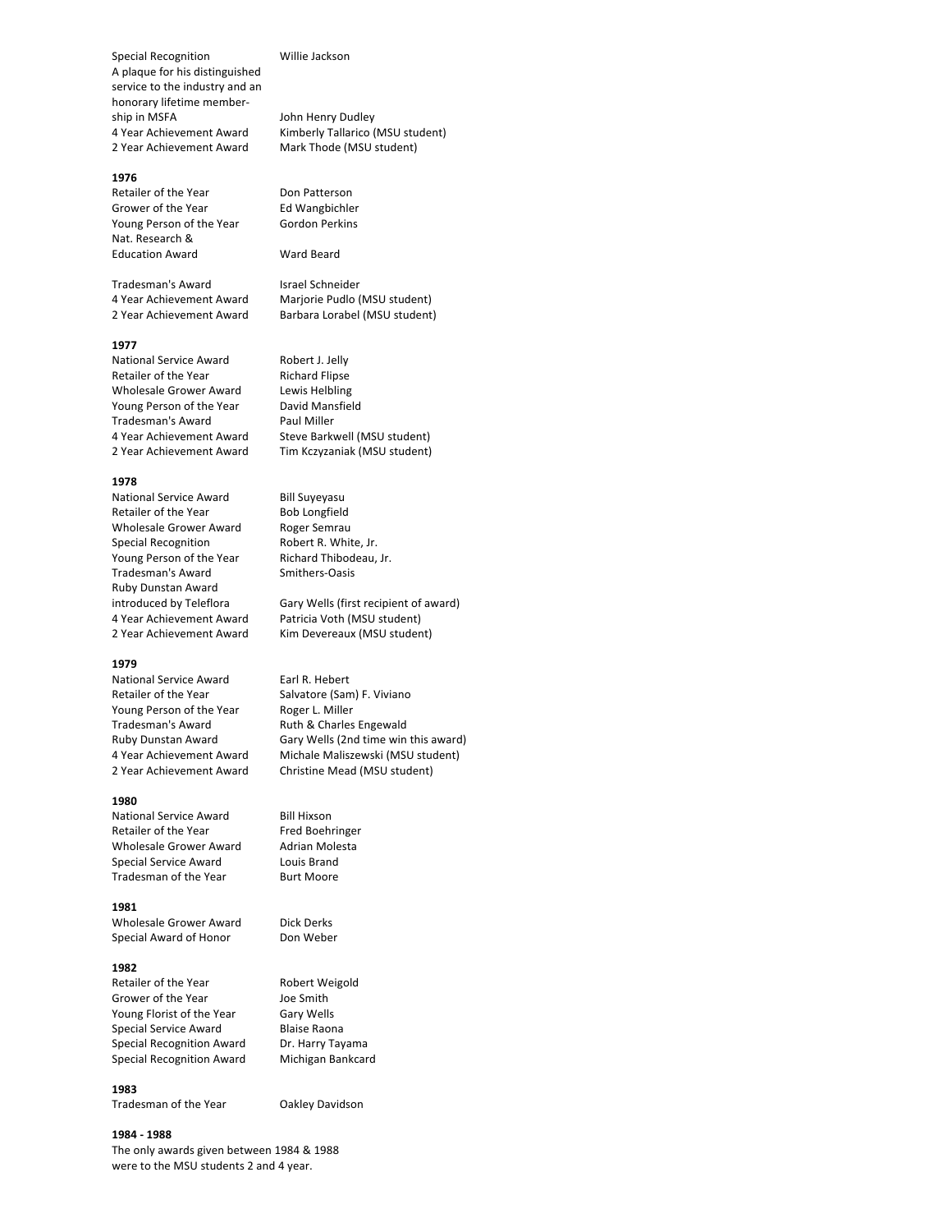| | |
|---|---|
| Special Recognition | Willie Jackson |
| A plaque for his distinguished service to the industry and an honorary lifetime membership in MSFA | John Henry Dudley |
| 4 Year Achievement Award | Kimberly Tallarico (MSU student) |
| 2 Year Achievement Award | Mark Thode (MSU student) |

**1976**

| | |
|---|---|
| Retailer of the Year | Don Patterson |
| Grower of the Year | Ed Wangbichler |
| Young Person of the Year | Gordon Perkins |
| Nat. Research & Education Award | Ward Beard |
| Tradesman's Award | Israel Schneider |
| 4 Year Achievement Award | Marjorie Pudlo (MSU student) |
| 2 Year Achievement Award | Barbara Lorabel (MSU student) |

**1977**

| | |
|---|---|
| National Service Award | Robert J. Jelly |
| Retailer of the Year | Richard Flipse |
| Wholesale Grower Award | Lewis Helbling |
| Young Person of the Year | David Mansfield |
| Tradesman's Award | Paul Miller |
| 4 Year Achievement Award | Steve Barkwell (MSU student) |
| 2 Year Achievement Award | Tim Kczyzaniak (MSU student) |

**1978**

| | |
|---|---|
| National Service Award | Bill Suyeyasu |
| Retailer of the Year | Bob Longfield |
| Wholesale Grower Award | Roger Semrau |
| Special Recognition | Robert R. White, Jr. |
| Young Person of the Year | Richard Thibodeau, Jr. |
| Tradesman's Award | Smithers-Oasis |
| Ruby Dunstan Award introduced by Teleflora | Gary Wells (first recipient of award) |
| 4 Year Achievement Award | Patricia Voth (MSU student) |
| 2 Year Achievement Award | Kim Devereaux (MSU student) |

**1979**

| | |
|---|---|
| National Service Award | Earl R. Hebert |
| Retailer of the Year | Salvatore (Sam) F. Viviano |
| Young Person of the Year | Roger L. Miller |
| Tradesman's Award | Ruth & Charles Engewald |
| Ruby Dunstan Award | Gary Wells (2nd time win this award) |
| 4 Year Achievement Award | Michale Maliszewski (MSU student) |
| 2 Year Achievement Award | Christine Mead (MSU student) |

**1980**

| | |
|---|---|
| National Service Award | Bill Hixson |
| Retailer of the Year | Fred Boehringer |
| Wholesale Grower Award | Adrian Molesta |
| Special Service Award | Louis Brand |
| Tradesman of the Year | Burt Moore |

**1981**

| | |
|---|---|
| Wholesale Grower Award | Dick Derks |
| Special Award of Honor | Don Weber |

**1982**

| | |
|---|---|
| Retailer of the Year | Robert Weigold |
| Grower of the Year | Joe Smith |
| Young Florist of the Year | Gary Wells |
| Special Service Award | Blaise Raona |
| Special Recognition Award | Dr. Harry Tayama |
| Special Recognition Award | Michigan Bankcard |

**1983**

| | |
|---|---|
| Tradesman of the Year | Oakley Davidson |

**1984 - 1988**

The only awards given between 1984 & 1988 were to the MSU students 2 and 4 year.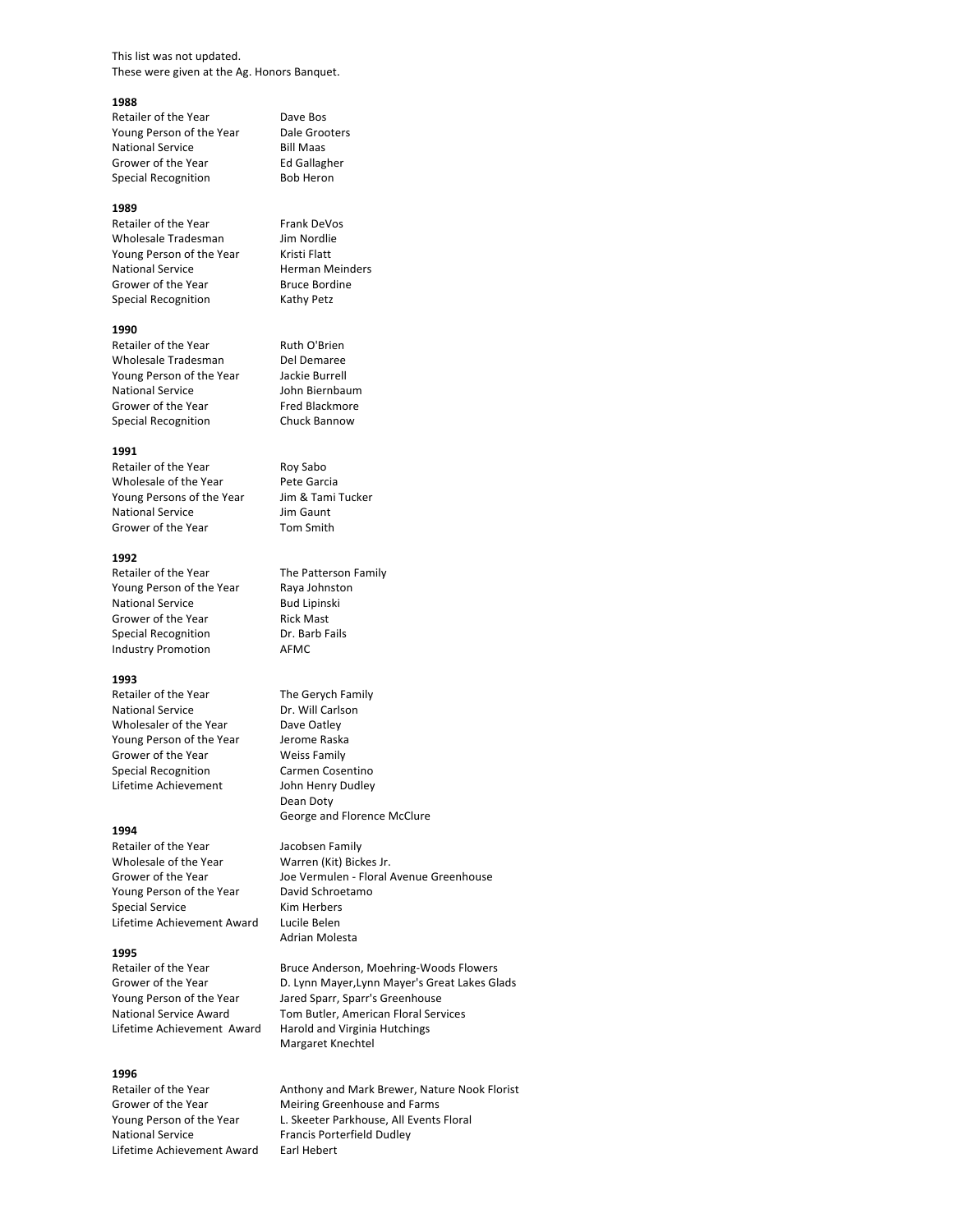This list was not updated.
These were given at the Ag. Honors Banquet.

**1988**

| | |
|---|---|
| Retailer of the Year | Dave Bos |
| Young Person of the Year | Dale Grooters |
| National Service | Bill Maas |
| Grower of the Year | Ed Gallagher |
| Special Recognition | Bob Heron |

**1989**

| | |
|---|---|
| Retailer of the Year | Frank DeVos |
| Wholesale Tradesman | Jim Nordlie |
| Young Person of the Year | Kristi Flatt |
| National Service | Herman Meinders |
| Grower of the Year | Bruce Bordine |
| Special Recognition | Kathy Petz |

**1990**

| | |
|---|---|
| Retailer of the Year | Ruth O'Brien |
| Wholesale Tradesman | Del Demaree |
| Young Person of the Year | Jackie Burrell |
| National Service | John Biernbaum |
| Grower of the Year | Fred Blackmore |
| Special Recognition | Chuck Bannow |

**1991**

| | |
|---|---|
| Retailer of the Year | Roy Sabo |
| Wholesale of the Year | Pete Garcia |
| Young Persons of the Year | Jim & Tami Tucker |
| National Service | Jim Gaunt |
| Grower of the Year | Tom Smith |

**1992**

| | |
|---|---|
| Retailer of the Year | The Patterson Family |
| Young Person of the Year | Raya Johnston |
| National Service | Bud Lipinski |
| Grower of the Year | Rick Mast |
| Special Recognition | Dr. Barb Fails |
| Industry Promotion | AFMC |

**1993**

| | |
|---|---|
| Retailer of the Year | The Gerych Family |
| National Service | Dr. Will Carlson |
| Wholesaler of the Year | Dave Oatley |
| Young Person of the Year | Jerome Raska |
| Grower of the Year | Weiss Family |
| Special Recognition | Carmen Cosentino |
| Lifetime Achievement | John Henry Dudley |
| | Dean Doty |
| | George and Florence McClure |

**1994**

| | |
|---|---|
| Retailer of the Year | Jacobsen Family |
| Wholesale of the Year | Warren (Kit) Bickes Jr. |
| Grower of the Year | Joe Vermulen - Floral Avenue Greenhouse |
| Young Person of the Year | David Schroetamo |
| Special Service | Kim Herbers |
| Lifetime Achievement Award | Lucile Belen |
| | Adrian Molesta |

**1995**

| | |
|---|---|
| Retailer of the Year | Bruce Anderson, Moehring-Woods Flowers |
| Grower of the Year | D. Lynn Mayer,Lynn Mayer's Great Lakes Glads |
| Young Person of the Year | Jared Sparr, Sparr's Greenhouse |
| National Service Award | Tom Butler, American Floral Services |
| Lifetime Achievement Award | Harold and Virginia Hutchings |
| | Margaret Knechtel |

**1996**

| | |
|---|---|
| Retailer of the Year | Anthony and Mark Brewer, Nature Nook Florist |
| Grower of the Year | Meiring Greenhouse and Farms |
| Young Person of the Year | L. Skeeter Parkhouse, All Events Floral |
| National Service | Francis Porterfield Dudley |
| Lifetime Achievement Award | Earl Hebert |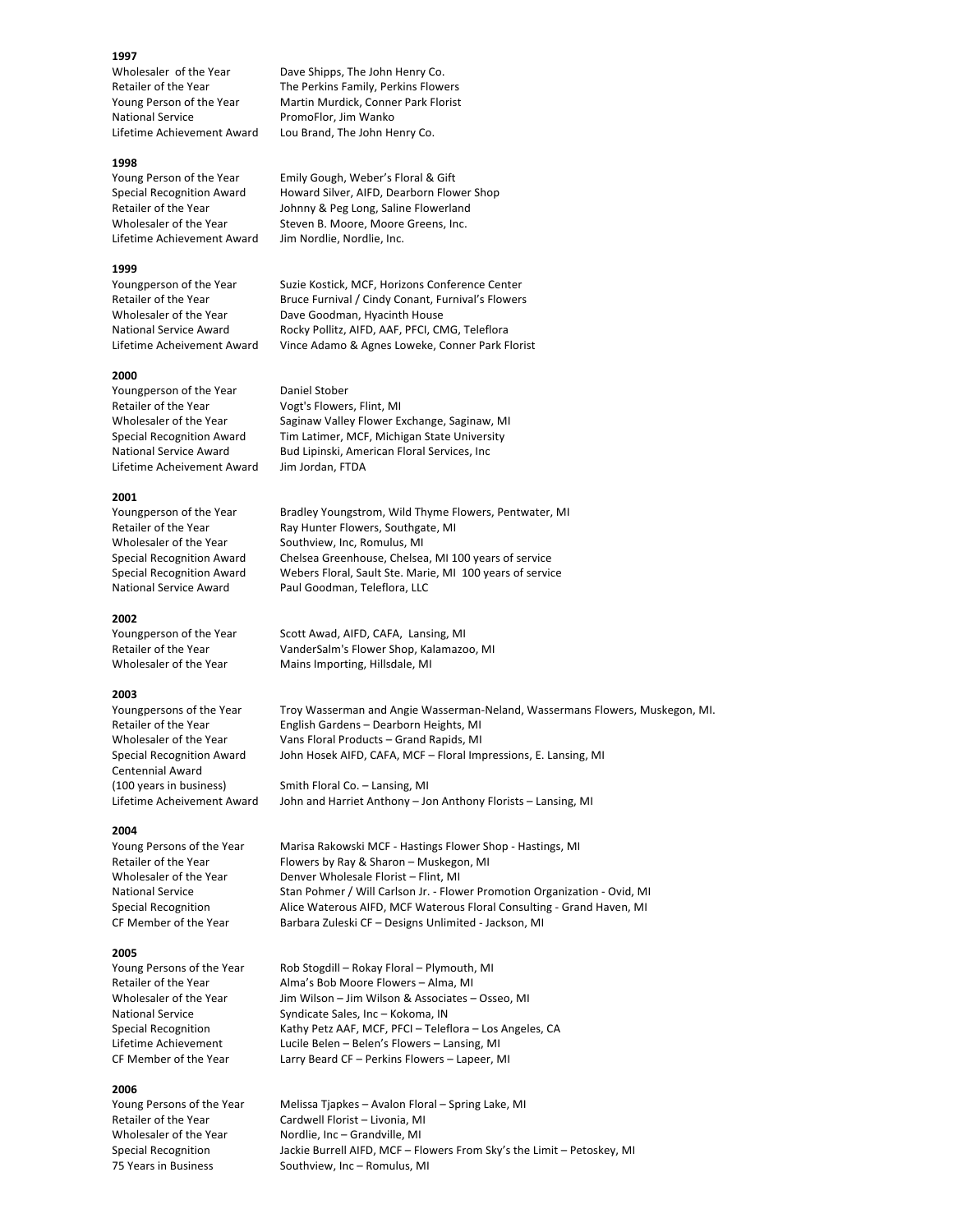**1997**

| | |
|---|---|
| Wholesaler of the Year | Dave Shipps, The John Henry Co. |
| Retailer of the Year | The Perkins Family, Perkins Flowers |
| Young Person of the Year | Martin Murdick, Conner Park Florist |
| National Service | PromoFlor, Jim Wanko |
| Lifetime Achievement Award | Lou Brand, The John Henry Co. |

**1998**

| | |
|---|---|
| Young Person of the Year | Emily Gough, Weber's Floral & Gift |
| Special Recognition Award | Howard Silver, AIFD, Dearborn Flower Shop |
| Retailer of the Year | Johnny & Peg Long, Saline Flowerland |
| Wholesaler of the Year | Steven B. Moore, Moore Greens, Inc. |
| Lifetime Achievement Award | Jim Nordlie, Nordlie, Inc. |

**1999**

| | |
|---|---|
| Youngperson of the Year | Suzie Kostick, MCF, Horizons Conference Center |
| Retailer of the Year | Bruce Furnival / Cindy Conant, Furnival's Flowers |
| Wholesaler of the Year | Dave Goodman, Hyacinth House |
| National Service Award | Rocky Pollitz, AIFD, AAF, PFCI, CMG, Teleflora |
| Lifetime Acheivement Award | Vince Adamo & Agnes Loweke, Conner Park Florist |

**2000**

| | |
|---|---|
| Youngperson of the Year | Daniel Stober |
| Retailer of the Year | Vogt's Flowers, Flint, MI |
| Wholesaler of the Year | Saginaw Valley Flower Exchange, Saginaw, MI |
| Special Recognition Award | Tim Latimer, MCF, Michigan State University |
| National Service Award | Bud Lipinski, American Floral Services, Inc |
| Lifetime Acheivement Award | Jim Jordan, FTDA |

**2001**

| | |
|---|---|
| Youngperson of the Year | Bradley Youngstrom, Wild Thyme Flowers, Pentwater, MI |
| Retailer of the Year | Ray Hunter Flowers, Southgate, MI |
| Wholesaler of the Year | Southview, Inc, Romulus, MI |
| Special Recognition Award | Chelsea Greenhouse, Chelsea, MI 100 years of service |
| Special Recognition Award | Webers Floral, Sault Ste. Marie, MI 100 years of service |
| National Service Award | Paul Goodman, Teleflora, LLC |

**2002**

| | |
|---|---|
| Youngperson of the Year | Scott Awad, AIFD, CAFA, Lansing, MI |
| Retailer of the Year | VanderSalm's Flower Shop, Kalamazoo, MI |
| Wholesaler of the Year | Mains Importing, Hillsdale, MI |

**2003**

| | |
|---|---|
| Youngpersons of the Year | Troy Wasserman and Angie Wasserman-Neland, Wassermans Flowers, Muskegon, MI. |
| Retailer of the Year | English Gardens – Dearborn Heights, MI |
| Wholesaler of the Year | Vans Floral Products – Grand Rapids, MI |
| Special Recognition Award | John Hosek AIFD, CAFA, MCF – Floral Impressions, E. Lansing, MI |
| Centennial Award (100 years in business) | Smith Floral Co. – Lansing, MI |
| Lifetime Acheivement Award | John and Harriet Anthony – Jon Anthony Florists – Lansing, MI |

**2004**

| | |
|---|---|
| Young Persons of the Year | Marisa Rakowski MCF - Hastings Flower Shop - Hastings, MI |
| Retailer of the Year | Flowers by Ray & Sharon – Muskegon, MI |
| Wholesaler of the Year | Denver Wholesale Florist – Flint, MI |
| National Service | Stan Pohmer / Will Carlson Jr. - Flower Promotion Organization - Ovid, MI |
| Special Recognition | Alice Waterous AIFD, MCF Waterous Floral Consulting - Grand Haven, MI |
| CF Member of the Year | Barbara Zuleski CF – Designs Unlimited - Jackson, MI |

**2005**

| | |
|---|---|
| Young Persons of the Year | Rob Stogdill – Rokay Floral – Plymouth, MI |
| Retailer of the Year | Alma's Bob Moore Flowers – Alma, MI |
| Wholesaler of the Year | Jim Wilson – Jim Wilson & Associates – Osseo, MI |
| National Service | Syndicate Sales, Inc – Kokoma, IN |
| Special Recognition | Kathy Petz AAF, MCF, PFCI – Teleflora – Los Angeles, CA |
| Lifetime Achievement | Lucile Belen – Belen's Flowers – Lansing, MI |
| CF Member of the Year | Larry Beard CF – Perkins Flowers – Lapeer, MI |

**2006**

| | |
|---|---|
| Young Persons of the Year | Melissa Tjapkes – Avalon Floral – Spring Lake, MI |
| Retailer of the Year | Cardwell Florist – Livonia, MI |
| Wholesaler of the Year | Nordlie, Inc – Grandville, MI |
| Special Recognition | Jackie Burrell AIFD, MCF – Flowers From Sky's the Limit – Petoskey, MI |
| 75 Years in Business | Southview, Inc – Romulus, MI |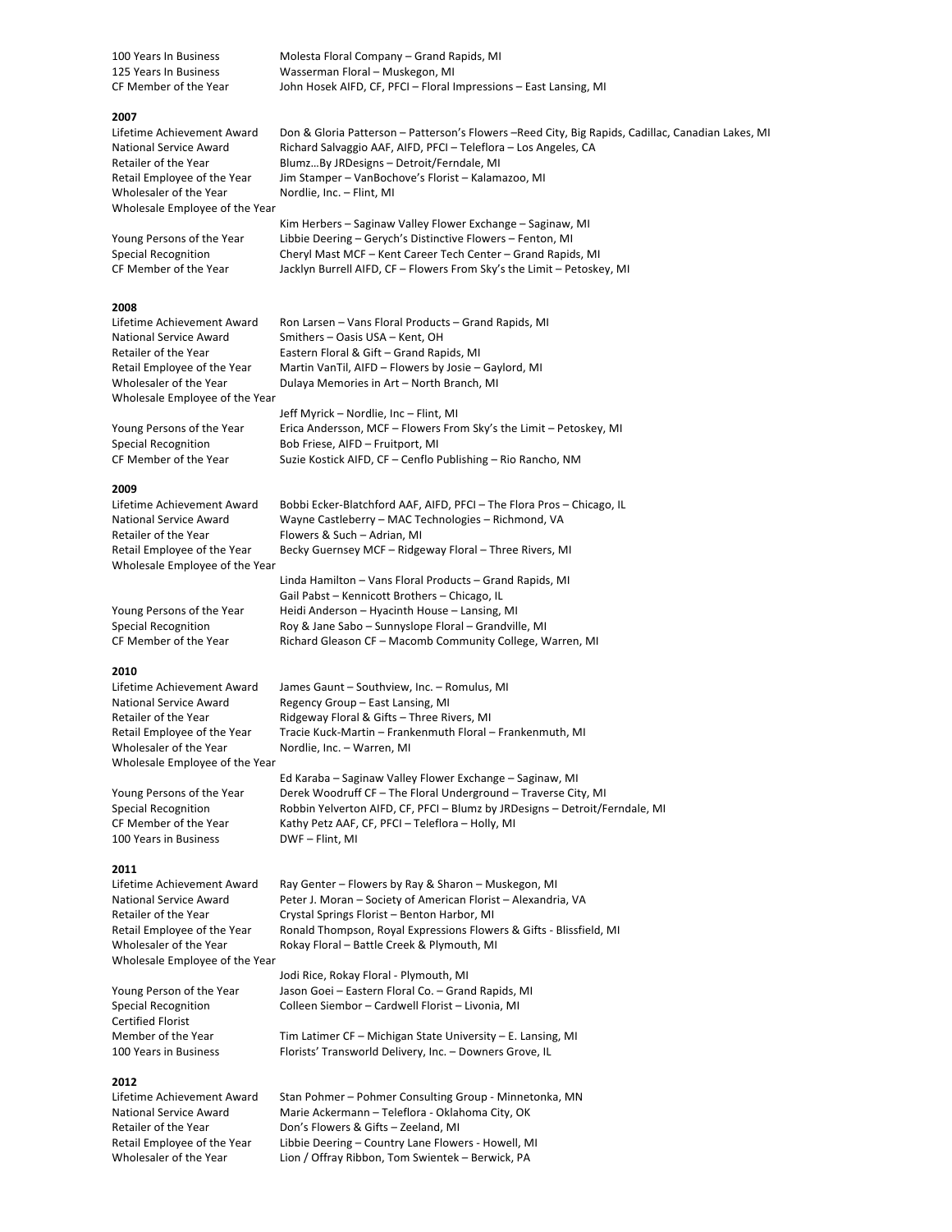| | |
|---|---|
| 100 Years In Business | Molesta Floral Company – Grand Rapids, MI |
| 125 Years In Business | Wasserman Floral – Muskegon, MI |
| CF Member of the Year | John Hosek AIFD, CF, PFCI – Floral Impressions – East Lansing, MI |

**2007**

| | |
|---|---|
| Lifetime Achievement Award | Don & Gloria Patterson – Patterson's Flowers –Reed City, Big Rapids, Cadillac, Canadian Lakes, MI |
| National Service Award | Richard Salvaggio AAF, AIFD, PFCI – Teleflora – Los Angeles, CA |
| Retailer of the Year | Blumz…By JRDesigns – Detroit/Ferndale, MI |
| Retail Employee of the Year | Jim Stamper – VanBochove's Florist – Kalamazoo, MI |
| Wholesaler of the Year | Nordlie, Inc. – Flint, MI |
| Wholesale Employee of the Year | Kim Herbers – Saginaw Valley Flower Exchange – Saginaw, MI |
| Young Persons of the Year | Libbie Deering – Gerych's Distinctive Flowers – Fenton, MI |
| Special Recognition | Cheryl Mast MCF – Kent Career Tech Center – Grand Rapids, MI |
| CF Member of the Year | Jacklyn Burrell AIFD, CF – Flowers From Sky's the Limit – Petoskey, MI |

**2008**

| | |
|---|---|
| Lifetime Achievement Award | Ron Larsen – Vans Floral Products – Grand Rapids, MI |
| National Service Award | Smithers – Oasis USA – Kent, OH |
| Retailer of the Year | Eastern Floral & Gift – Grand Rapids, MI |
| Retail Employee of the Year | Martin VanTil, AIFD – Flowers by Josie – Gaylord, MI |
| Wholesaler of the Year | Dulaya Memories in Art – North Branch, MI |
| Wholesale Employee of the Year | Jeff Myrick – Nordlie, Inc – Flint, MI |
| Young Persons of the Year | Erica Andersson, MCF – Flowers From Sky's the Limit – Petoskey, MI |
| Special Recognition | Bob Friese, AIFD – Fruitport, MI |
| CF Member of the Year | Suzie Kostick AIFD, CF – Cenflo Publishing – Rio Rancho, NM |

**2009**

| | |
|---|---|
| Lifetime Achievement Award | Bobbi Ecker-Blatchford AAF, AIFD, PFCI – The Flora Pros – Chicago, IL |
| National Service Award | Wayne Castleberry – MAC Technologies – Richmond, VA |
| Retailer of the Year | Flowers & Such – Adrian, MI |
| Retail Employee of the Year | Becky Guernsey MCF – Ridgeway Floral – Three Rivers, MI |
| Wholesale Employee of the Year | Linda Hamilton – Vans Floral Products – Grand Rapids, MI |
| | Gail Pabst – Kennicott Brothers – Chicago, IL |
| Young Persons of the Year | Heidi Anderson – Hyacinth House – Lansing, MI |
| Special Recognition | Roy & Jane Sabo – Sunnyslope Floral – Grandville, MI |
| CF Member of the Year | Richard Gleason CF – Macomb Community College, Warren, MI |

**2010**

| | |
|---|---|
| Lifetime Achievement Award | James Gaunt – Southview, Inc. – Romulus, MI |
| National Service Award | Regency Group – East Lansing, MI |
| Retailer of the Year | Ridgeway Floral & Gifts – Three Rivers, MI |
| Retail Employee of the Year | Tracie Kuck-Martin – Frankenmuth Floral – Frankenmuth, MI |
| Wholesaler of the Year | Nordlie, Inc. – Warren, MI |
| Wholesale Employee of the Year | Ed Karaba – Saginaw Valley Flower Exchange – Saginaw, MI |
| Young Persons of the Year | Derek Woodruff CF – The Floral Underground – Traverse City, MI |
| Special Recognition | Robbin Yelverton AIFD, CF, PFCI – Blumz by JRDesigns – Detroit/Ferndale, MI |
| CF Member of the Year | Kathy Petz AAF, CF, PFCI – Teleflora – Holly, MI |
| 100 Years in Business | DWF – Flint, MI |

**2011**

| | |
|---|---|
| Lifetime Achievement Award | Ray Genter – Flowers by Ray & Sharon – Muskegon, MI |
| National Service Award | Peter J. Moran – Society of American Florist – Alexandria, VA |
| Retailer of the Year | Crystal Springs Florist – Benton Harbor, MI |
| Retail Employee of the Year | Ronald Thompson, Royal Expressions Flowers & Gifts - Blissfield, MI |
| Wholesaler of the Year | Rokay Floral – Battle Creek & Plymouth, MI |
| Wholesale Employee of the Year | Jodi Rice, Rokay Floral - Plymouth, MI |
| Young Person of the Year | Jason Goei – Eastern Floral Co. – Grand Rapids, MI |
| Special Recognition | Colleen Siembor – Cardwell Florist – Livonia, MI |
| Certified Florist Member of the Year | Tim Latimer CF – Michigan State University – E. Lansing, MI |
| 100 Years in Business | Florists' Transworld Delivery, Inc. – Downers Grove, IL |

**2012**

| | |
|---|---|
| Lifetime Achievement Award | Stan Pohmer – Pohmer Consulting Group - Minnetonka, MN |
| National Service Award | Marie Ackermann – Teleflora - Oklahoma City, OK |
| Retailer of the Year | Don's Flowers & Gifts – Zeeland, MI |
| Retail Employee of the Year | Libbie Deering – Country Lane Flowers - Howell, MI |
| Wholesaler of the Year | Lion / Offray Ribbon, Tom Swientek – Berwick, PA |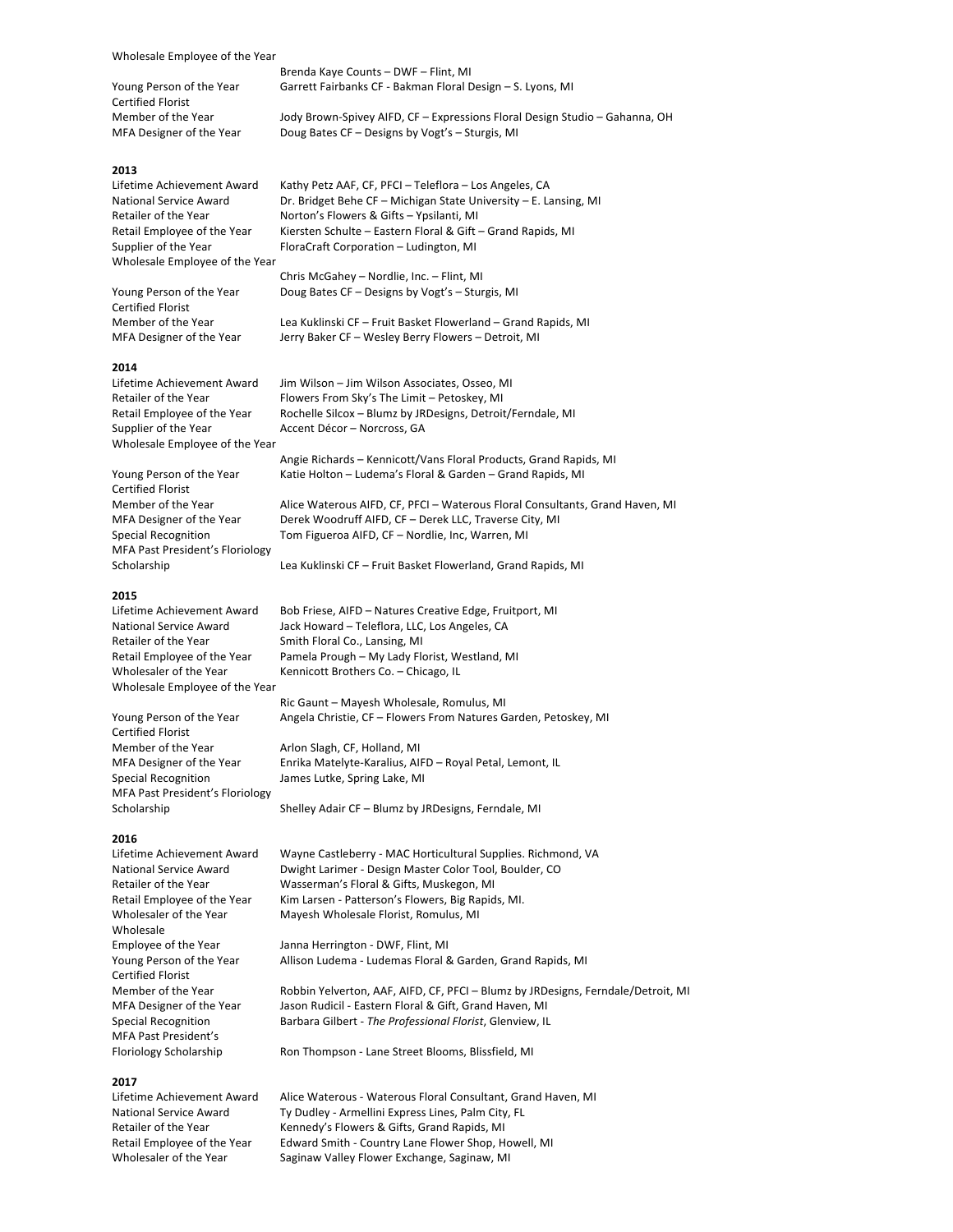| | |
|---|---|
| Wholesale Employee of the Year | Brenda Kaye Counts – DWF – Flint, MI |
| Young Person of the Year | Garrett Fairbanks CF - Bakman Floral Design – S. Lyons, MI |
| Certified Florist Member of the Year | Jody Brown-Spivey AIFD, CF – Expressions Floral Design Studio – Gahanna, OH |
| MFA Designer of the Year | Doug Bates CF – Designs by Vogt's – Sturgis, MI |

**2013**

| | |
|---|---|
| Lifetime Achievement Award | Kathy Petz AAF, CF, PFCI – Teleflora – Los Angeles, CA |
| National Service Award | Dr. Bridget Behe CF – Michigan State University – E. Lansing, MI |
| Retailer of the Year | Norton's Flowers & Gifts – Ypsilanti, MI |
| Retail Employee of the Year | Kiersten Schulte – Eastern Floral & Gift – Grand Rapids, MI |
| Supplier of the Year | FloraCraft Corporation – Ludington, MI |
| Wholesale Employee of the Year | Chris McGahey – Nordlie, Inc. – Flint, MI |
| Young Person of the Year | Doug Bates CF – Designs by Vogt's – Sturgis, MI |
| Certified Florist Member of the Year | Lea Kuklinski CF – Fruit Basket Flowerland – Grand Rapids, MI |
| MFA Designer of the Year | Jerry Baker CF – Wesley Berry Flowers – Detroit, MI |

**2014**

| | |
|---|---|
| Lifetime Achievement Award | Jim Wilson – Jim Wilson Associates, Osseo, MI |
| Retailer of the Year | Flowers From Sky's The Limit – Petoskey, MI |
| Retail Employee of the Year | Rochelle Silcox – Blumz by JRDesigns, Detroit/Ferndale, MI |
| Supplier of the Year | Accent Décor – Norcross, GA |
| Wholesale Employee of the Year | Angie Richards – Kennicott/Vans Floral Products, Grand Rapids, MI |
| Young Person of the Year | Katie Holton – Ludema's Floral & Garden – Grand Rapids, MI |
| Certified Florist Member of the Year | Alice Waterous AIFD, CF, PFCI – Waterous Floral Consultants, Grand Haven, MI |
| MFA Designer of the Year | Derek Woodruff AIFD, CF – Derek LLC, Traverse City, MI |
| Special Recognition | Tom Figueroa AIFD, CF – Nordlie, Inc, Warren, MI |
| MFA Past President's Floriology Scholarship | Lea Kuklinski CF – Fruit Basket Flowerland, Grand Rapids, MI |

**2015**

| | |
|---|---|
| Lifetime Achievement Award | Bob Friese, AIFD – Natures Creative Edge, Fruitport, MI |
| National Service Award | Jack Howard – Teleflora, LLC, Los Angeles, CA |
| Retailer of the Year | Smith Floral Co., Lansing, MI |
| Retail Employee of the Year | Pamela Prough – My Lady Florist, Westland, MI |
| Wholesaler of the Year | Kennicott Brothers Co. – Chicago, IL |
| Wholesale Employee of the Year | Ric Gaunt – Mayesh Wholesale, Romulus, MI |
| Young Person of the Year | Angela Christie, CF – Flowers From Natures Garden, Petoskey, MI |
| Certified Florist Member of the Year | Arlon Slagh, CF, Holland, MI |
| MFA Designer of the Year | Enrika Matelyte-Karalius, AIFD – Royal Petal, Lemont, IL |
| Special Recognition | James Lutke, Spring Lake, MI |
| MFA Past President's Floriology Scholarship | Shelley Adair CF – Blumz by JRDesigns, Ferndale, MI |

**2016**

| | |
|---|---|
| Lifetime Achievement Award | Wayne Castleberry - MAC Horticultural Supplies. Richmond, VA |
| National Service Award | Dwight Larimer - Design Master Color Tool, Boulder, CO |
| Retailer of the Year | Wasserman's Floral & Gifts, Muskegon, MI |
| Retail Employee of the Year | Kim Larsen - Patterson's Flowers, Big Rapids, MI. |
| Wholesaler of the Year | Mayesh Wholesale Florist, Romulus, MI |
| Wholesale Employee of the Year | Janna Herrington - DWF, Flint, MI |
| Young Person of the Year | Allison Ludema - Ludemas Floral & Garden, Grand Rapids, MI |
| Certified Florist Member of the Year | Robbin Yelverton, AAF, AIFD, CF, PFCI – Blumz by JRDesigns, Ferndale/Detroit, MI |
| MFA Designer of the Year | Jason Rudicil - Eastern Floral & Gift, Grand Haven, MI |
| Special Recognition | Barbara Gilbert - *The Professional Florist*, Glenview, IL |
| MFA Past President's Floriology Scholarship | Ron Thompson - Lane Street Blooms, Blissfield, MI |

**2017**

| | |
|---|---|
| Lifetime Achievement Award | Alice Waterous - Waterous Floral Consultant, Grand Haven, MI |
| National Service Award | Ty Dudley - Armellini Express Lines, Palm City, FL |
| Retailer of the Year | Kennedy's Flowers & Gifts, Grand Rapids, MI |
| Retail Employee of the Year | Edward Smith - Country Lane Flower Shop, Howell, MI |
| Wholesaler of the Year | Saginaw Valley Flower Exchange, Saginaw, MI |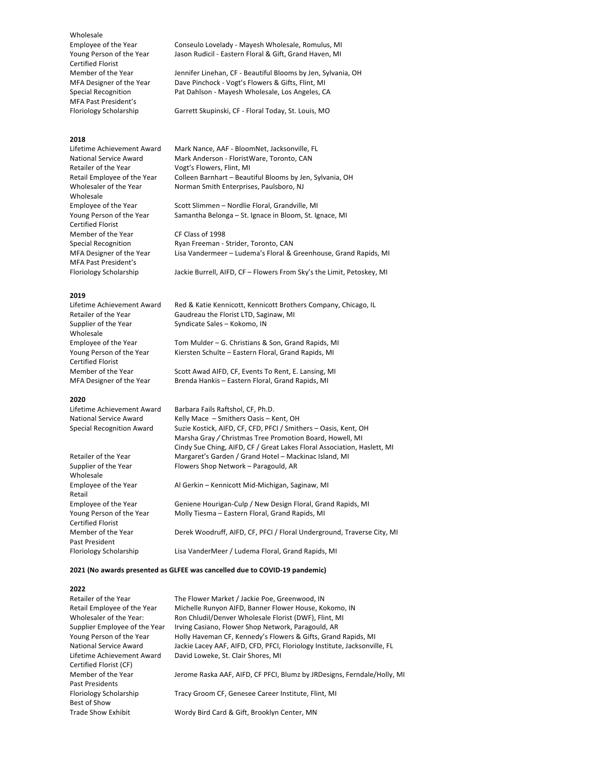| | |
|---|---|
| Wholesale Employee of the Year | Conseulo Lovelady - Mayesh Wholesale, Romulus, MI |
| Young Person of the Year | Jason Rudicil - Eastern Floral & Gift, Grand Haven, MI |
| Certified Florist Member of the Year | Jennifer Linehan, CF - Beautiful Blooms by Jen, Sylvania, OH |
| MFA Designer of the Year | Dave Pinchock - Vogt's Flowers & Gifts, Flint, MI |
| Special Recognition | Pat Dahlson - Mayesh Wholesale, Los Angeles, CA |
| MFA Past President's Floriology Scholarship | Garrett Skupinski, CF - Floral Today, St. Louis, MO |

**2018**

| | |
|---|---|
| Lifetime Achievement Award | Mark Nance, AAF - BloomNet, Jacksonville, FL |
| National Service Award | Mark Anderson - FloristWare, Toronto, CAN |
| Retailer of the Year | Vogt's Flowers, Flint, MI |
| Retail Employee of the Year | Colleen Barnhart – Beautiful Blooms by Jen, Sylvania, OH |
| Wholesaler of the Year | Norman Smith Enterprises, Paulsboro, NJ |
| Wholesale Employee of the Year | Scott Slimmen – Nordlie Floral, Grandville, MI |
| Young Person of the Year | Samantha Belonga – St. Ignace in Bloom, St. Ignace, MI |
| Certified Florist Member of the Year | CF Class of 1998 |
| Special Recognition | Ryan Freeman - Strider, Toronto, CAN |
| MFA Designer of the Year | Lisa Vandermeer – Ludema's Floral & Greenhouse, Grand Rapids, MI |
| MFA Past President's Floriology Scholarship | Jackie Burrell, AIFD, CF – Flowers From Sky's the Limit, Petoskey, MI |

**2019**

| | |
|---|---|
| Lifetime Achievement Award | Red & Katie Kennicott, Kennicott Brothers Company, Chicago, IL |
| Retailer of the Year | Gaudreau the Florist LTD, Saginaw, MI |
| Supplier of the Year | Syndicate Sales – Kokomo, IN |
| Wholesale Employee of the Year | Tom Mulder – G. Christians & Son, Grand Rapids, MI |
| Young Person of the Year | Kiersten Schulte – Eastern Floral, Grand Rapids, MI |
| Certified Florist Member of the Year | Scott Awad AIFD, CF, Events To Rent, E. Lansing, MI |
| MFA Designer of the Year | Brenda Hankis – Eastern Floral, Grand Rapids, MI |

**2020**

| | |
|---|---|
| Lifetime Achievement Award | Barbara Fails Raftshol, CF, Ph.D. |
| National Service Award | Kelly Mace – Smithers Oasis – Kent, OH |
| Special Recognition Award | Suzie Kostick, AIFD, CF, CFD, PFCI / Smithers – Oasis, Kent, OH<br>Marsha Gray / Christmas Tree Promotion Board, Howell, MI<br>Cindy Sue Ching, AIFD, CF / Great Lakes Floral Association, Haslett, MI |
| Retailer of the Year | Margaret's Garden / Grand Hotel – Mackinac Island, MI |
| Supplier of the Year | Flowers Shop Network – Paragould, AR |
| Wholesale Employee of the Year | Al Gerkin – Kennicott Mid-Michigan, Saginaw, MI |
| Retail Employee of the Year | Geniene Hourigan-Culp / New Design Floral, Grand Rapids, MI |
| Young Person of the Year | Molly Tiesma – Eastern Floral, Grand Rapids, MI |
| Certified Florist Member of the Year | Derek Woodruff, AIFD, CF, PFCI / Floral Underground, Traverse City, MI |
| Past President Floriology Scholarship | Lisa VanderMeer / Ludema Floral, Grand Rapids, MI |

**2021 (No awards presented as GLFEE was cancelled due to COVID-19 pandemic)**

**2022**

| | |
|---|---|
| Retailer of the Year | The Flower Market / Jackie Poe, Greenwood, IN |
| Retail Employee of the Year | Michelle Runyon AIFD, Banner Flower House, Kokomo, IN |
| Wholesaler of the Year: | Ron Chludil/Denver Wholesale Florist (DWF), Flint, MI |
| Supplier Employee of the Year | Irving Casiano, Flower Shop Network, Paragould, AR |
| Young Person of the Year | Holly Haveman CF, Kennedy's Flowers & Gifts, Grand Rapids, MI |
| National Service Award | Jackie Lacey AAF, AIFD, CFD, PFCI, Floriology Institute, Jacksonville, FL |
| Lifetime Achievement Award | David Loweke, St. Clair Shores, MI |
| Certified Florist (CF) Member of the Year | Jerome Raska AAF, AIFD, CF PFCI, Blumz by JRDesigns, Ferndale/Holly, MI |
| Past Presidents Floriology Scholarship | Tracy Groom CF, Genesee Career Institute, Flint, MI |
| Best of Show Trade Show Exhibit | Wordy Bird Card & Gift, Brooklyn Center, MN |